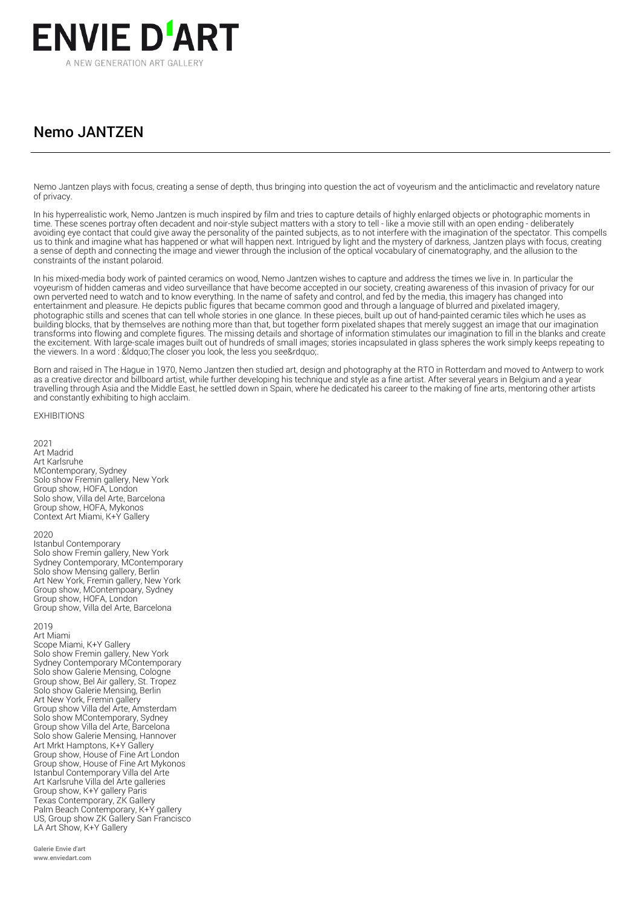# ENVIE D'ART

A NEW GENERATION ART GALLERY

## Nemo JANTZEN

Nemo Jantzen plays with focus, creating a sense of depth, thus bringing into question the act of voyeurism and the anticlimactic and revelatory nature of privacy.

In his hyperrealistic work, Nemo Jantzen is much inspired by film and tries to capture details of highly enlarged objects or photographic moments in time. These scenes portray often decadent and noir-style subject matters with a story to tell - like a movie still with an open ending - deliberately avoiding eye contact that could give away the personality of the painted subjects, as to not interfere with the imagination of the spectator. This compells us to think and imagine what has happened or what will happen next. Intrigued by light and the mystery of darkness, Jantzen plays with focus, creating a sense of depth and connecting the image and viewer through the inclusion of the optical vocabulary of cinematography, and the allusion to the constraints of the instant polaroid.

In his mixed-media body work of painted ceramics on wood, Nemo Jantzen wishes to capture and address the times we live in. In particular the voyeurism of hidden cameras and video surveillance that have become accepted in our society, creating awareness of this invasion of privacy for our own perverted need to watch and to know everything. In the name of safety and control, and fed by the media, this imagery has changed into entertainment and pleasure. He depicts public figures that became common good and through a language of blurred and pixelated imagery, photographic stills and scenes that can tell whole stories in one glance. In these pieces, built up out of hand-painted ceramic tiles which he uses as building blocks, that by themselves are nothing more than that, but together form pixelated shapes that merely suggest an image that our imagination transforms into flowing and complete figures. The missing details and shortage of information stimulates our imagination to fill in the blanks and create the excitement. With large-scale images built out of hundreds of small images; stories incapsulated in glass spheres the work simply keeps repeating to the viewers. In a word : &ldquo;The closer you look, the less you see&rdquo;.

Born and raised in The Hague in 1970, Nemo Jantzen then studied art, design and photography at the RTO in Rotterdam and moved to Antwerp to work as a creative director and billboard artist, while further developing his technique and style as a fine artist. After several years in Belgium and a year travelling through Asia and the Middle East, he settled down in Spain, where he dedicated his career to the making of fine arts, mentoring other artists and constantly exhibiting to high acclaim.

EXHIBITIONS

2021
Art Madrid
Art Karlsruhe
MContemporary, Sydney
Solo show Fremin gallery, New York
Group show, HOFA, London
Solo show, Villa del Arte, Barcelona
Group show, HOFA, Mykonos
Context Art Miami, K+Y Gallery

2020
Istanbul Contemporary
Solo show Fremin gallery, New York
Sydney Contemporary, MContemporary
Solo show Mensing gallery, Berlin
Art New York, Fremin gallery, New York
Group show, MContempoary, Sydney
Group show, HOFA, London
Group show, Villa del Arte, Barcelona

2019
Art Miami
Scope Miami, K+Y Gallery
Solo show Fremin gallery, New York
Sydney Contemporary MContemporary
Solo show Galerie Mensing, Cologne
Group show, Bel Air gallery, St. Tropez
Solo show Galerie Mensing, Berlin
Art New York, Fremin gallery
Group show Villa del Arte, Amsterdam
Solo show MContemporary, Sydney
Group show Villa del Arte, Barcelona
Solo show Galerie Mensing, Hannover
Art Mrkt Hamptons, K+Y Gallery
Group show, House of Fine Art London
Group show, House of Fine Art Mykonos
Istanbul Contemporary Villa del Arte
Art Karlsruhe Villa del Arte galleries
Group show, K+Y gallery Paris
Texas Contemporary, ZK Gallery
Palm Beach Contemporary, K+Y gallery
US, Group show ZK Gallery San Francisco
LA Art Show, K+Y Gallery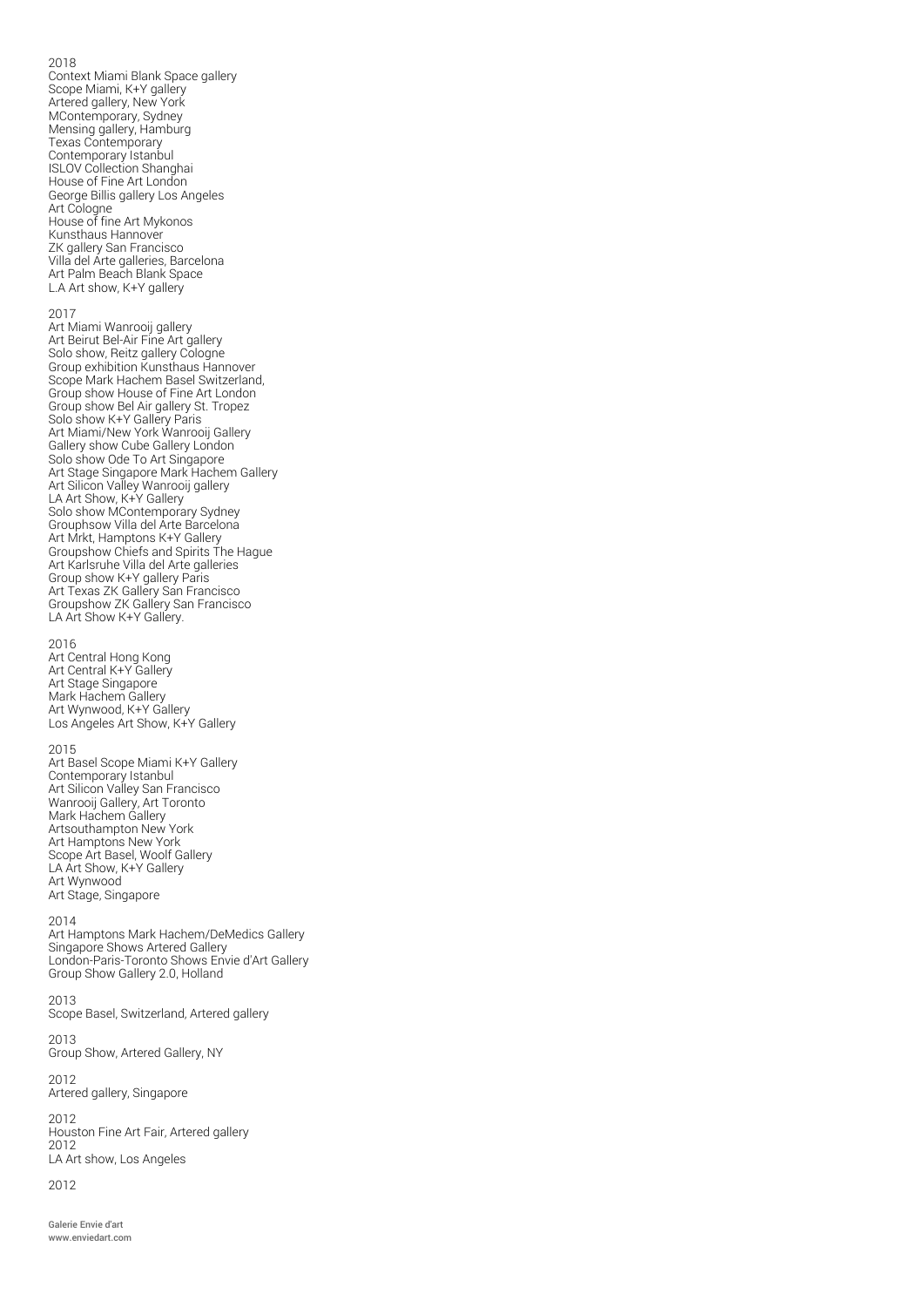2018
Context Miami Blank Space gallery
Scope Miami, K+Y gallery
Artered gallery, New York
MContemporary, Sydney
Mensing gallery, Hamburg
Texas Contemporary
Contemporary Istanbul
ISLOV Collection Shanghai
House of Fine Art London
George Billis gallery Los Angeles
Art Cologne
House of fine Art Mykonos
Kunsthaus Hannover
ZK gallery San Francisco
Villa del Arte galleries, Barcelona
Art Palm Beach Blank Space
L.A Art show, K+Y gallery

2017
Art Miami Wanrooij gallery
Art Beirut Bel-Air Fine Art gallery
Solo show, Reitz gallery Cologne
Group exhibition Kunsthaus Hannover
Scope Mark Hachem Basel Switzerland,
Group show House of Fine Art London
Group show Bel Air gallery St. Tropez
Solo show K+Y Gallery Paris
Art Miami/New York Wanrooij Gallery
Gallery show Cube Gallery London
Solo show Ode To Art Singapore
Art Stage Singapore Mark Hachem Gallery
Art Silicon Valley Wanrooij gallery
LA Art Show, K+Y Gallery
Solo show MContemporary Sydney
Grouphsow Villa del Arte Barcelona
Art Mrkt, Hamptons K+Y Gallery
Groupshow Chiefs and Spirits The Hague
Art Karlsruhe Villa del Arte galleries
Group show K+Y gallery Paris
Art Texas ZK Gallery San Francisco
Groupshow ZK Gallery San Francisco
LA Art Show K+Y Gallery.

2016
Art Central Hong Kong
Art Central K+Y Gallery
Art Stage Singapore
Mark Hachem Gallery
Art Wynwood, K+Y Gallery
Los Angeles Art Show, K+Y Gallery

2015
Art Basel Scope Miami K+Y Gallery
Contemporary Istanbul
Art Silicon Valley San Francisco
Wanrooij Gallery, Art Toronto
Mark Hachem Gallery
Artsouthampton New York
Art Hamptons New York
Scope Art Basel, Woolf Gallery
LA Art Show, K+Y Gallery
Art Wynwood
Art Stage, Singapore

2014
Art Hamptons Mark Hachem/DeMedics Gallery
Singapore Shows Artered Gallery
London-Paris-Toronto Shows Envie d'Art Gallery
Group Show Gallery 2.0, Holland

2013
Scope Basel, Switzerland, Artered gallery

2013
Group Show, Artered Gallery, NY

2012
Artered gallery, Singapore

2012
Houston Fine Art Fair, Artered gallery
2012
LA Art show, Los Angeles

2012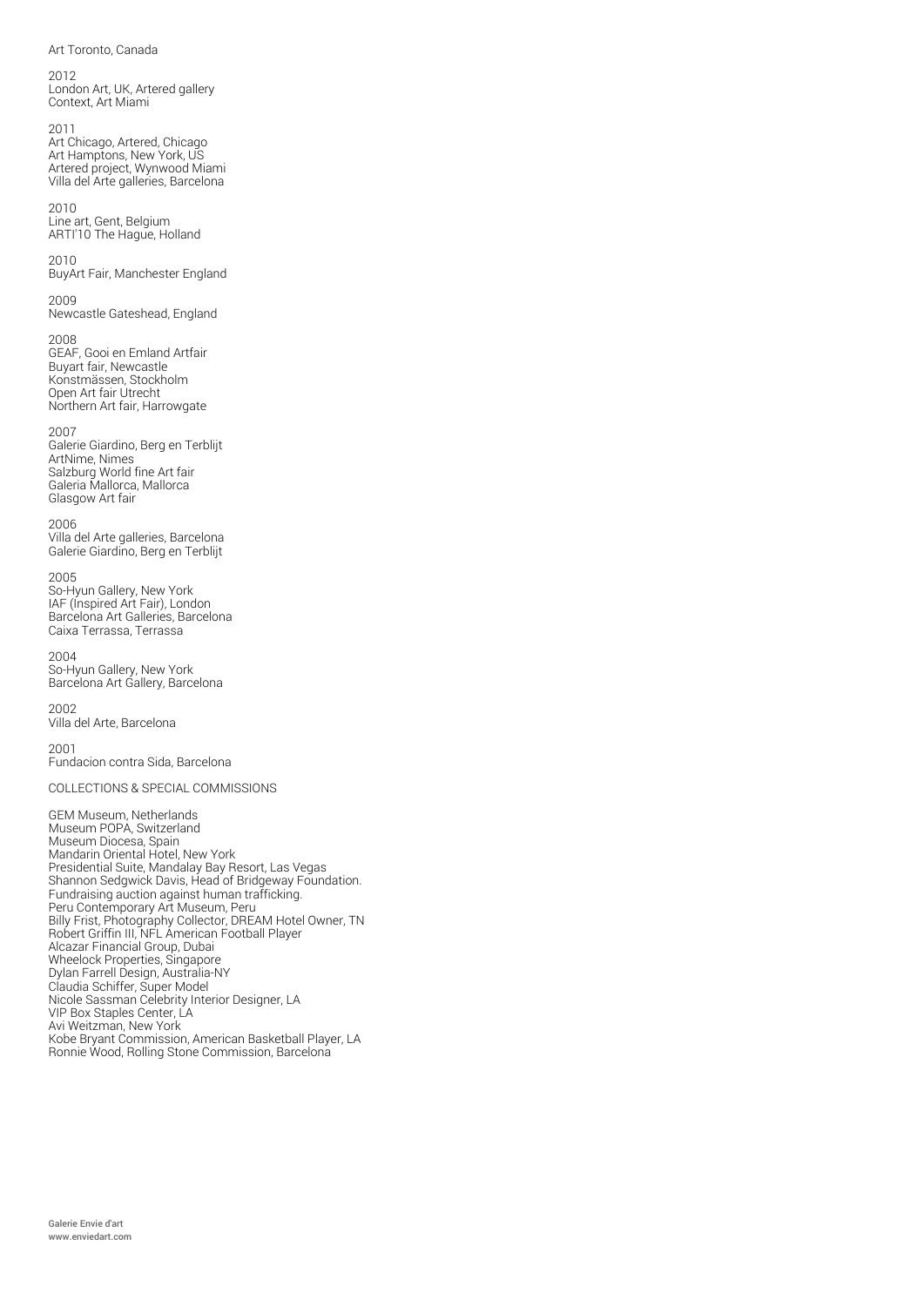Art Toronto, Canada

2012
London Art, UK, Artered gallery
Context, Art Miami

2011
Art Chicago, Artered, Chicago
Art Hamptons, New York, US
Artered project, Wynwood Miami
Villa del Arte galleries, Barcelona

2010
Line art, Gent, Belgium
ARTI'10 The Hague, Holland

2010
BuyArt Fair, Manchester England

2009
Newcastle Gateshead, England

2008
GEAF, Gooi en Emland Artfair
Buyart fair, Newcastle
Konstmässen, Stockholm
Open Art fair Utrecht
Northern Art fair, Harrowgate

2007
Galerie Giardino, Berg en Terblijt
ArtNime, Nimes
Salzburg World fine Art fair
Galeria Mallorca, Mallorca
Glasgow Art fair

2006
Villa del Arte galleries, Barcelona
Galerie Giardino, Berg en Terblijt

2005
So-Hyun Gallery, New York
IAF (Inspired Art Fair), London
Barcelona Art Galleries, Barcelona
Caixa Terrassa, Terrassa

2004
So-Hyun Gallery, New York
Barcelona Art Gallery, Barcelona

2002
Villa del Arte, Barcelona

2001
Fundacion contra Sida, Barcelona

COLLECTIONS & SPECIAL COMMISSIONS

GEM Museum, Netherlands
Museum POPA, Switzerland
Museum Diocesa, Spain
Mandarin Oriental Hotel, New York
Presidential Suite, Mandalay Bay Resort, Las Vegas
Shannon Sedgwick Davis, Head of Bridgeway Foundation.
Fundraising auction against human trafficking.
Peru Contemporary Art Museum, Peru
Billy Frist, Photography Collector, DREAM Hotel Owner, TN
Robert Griffin III, NFL American Football Player
Alcazar Financial Group, Dubai
Wheelock Properties, Singapore
Dylan Farrell Design, Australia-NY
Claudia Schiffer, Super Model
Nicole Sassman Celebrity Interior Designer, LA
VIP Box Staples Center, LA
Avi Weitzman, New York
Kobe Bryant Commission, American Basketball Player, LA
Ronnie Wood, Rolling Stone Commission, Barcelona

Galerie Envie d'art
www.enviedart.com